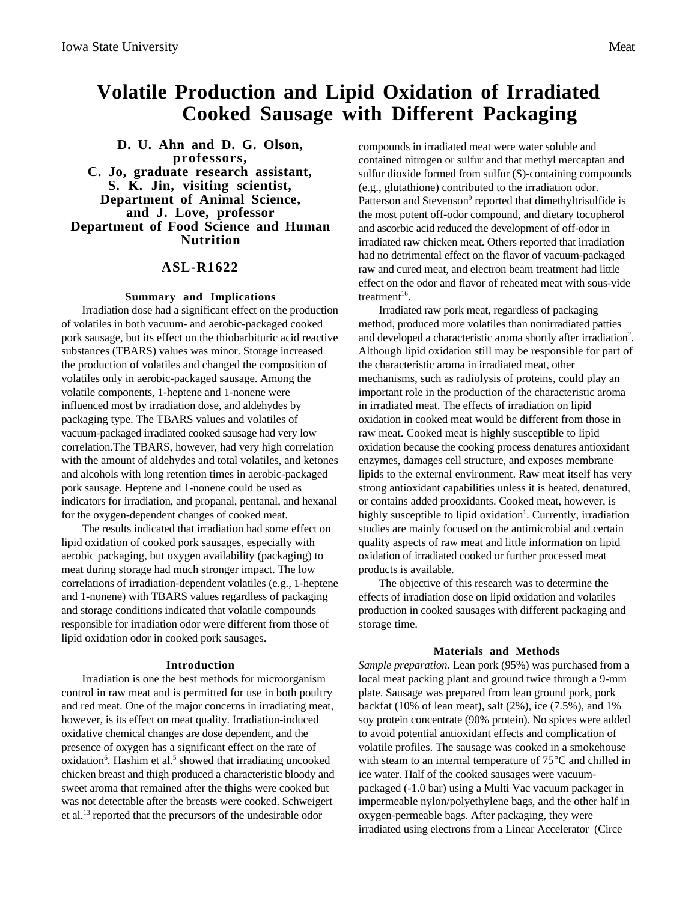# Volatile Production and Lipid Oxidation of Irradiated Cooked Sausage with Different Packaging

**D. U. Ahn and D. G. Olson, professors, C. Jo, graduate research assistant, S. K. Jin, visiting scientist, Department of Animal Science, and J. Love, professor Department of Food Science and Human Nutrition**

## ASL-R1622

### Summary and Implications

Irradiation dose had a significant effect on the production of volatiles in both vacuum- and aerobic-packaged cooked pork sausage, but its effect on the thiobarbituric acid reactive substances (TBARS) values was minor. Storage increased the production of volatiles and changed the composition of volatiles only in aerobic-packaged sausage. Among the volatile components, 1-heptene and 1-nonene were influenced most by irradiation dose, and aldehydes by packaging type. The TBARS values and volatiles of vacuum-packaged irradiated cooked sausage had very low correlation.The TBARS, however, had very high correlation with the amount of aldehydes and total volatiles, and ketones and alcohols with long retention times in aerobic-packaged pork sausage. Heptene and 1-nonene could be used as indicators for irradiation, and propanal, pentanal, and hexanal for the oxygen-dependent changes of cooked meat.

The results indicated that irradiation had some effect on lipid oxidation of cooked pork sausages, especially with aerobic packaging, but oxygen availability (packaging) to meat during storage had much stronger impact. The low correlations of irradiation-dependent volatiles (e.g., 1-heptene and 1-nonene) with TBARS values regardless of packaging and storage conditions indicated that volatile compounds responsible for irradiation odor were different from those of lipid oxidation odor in cooked pork sausages.

### Introduction

Irradiation is one the best methods for microorganism control in raw meat and is permitted for use in both poultry and red meat. One of the major concerns in irradiating meat, however, is its effect on meat quality. Irradiation-induced oxidative chemical changes are dose dependent, and the presence of oxygen has a significant effect on the rate of oxidation[6]. Hashim et al.[5] showed that irradiating uncooked chicken breast and thigh produced a characteristic bloody and sweet aroma that remained after the thighs were cooked but was not detectable after the breasts were cooked. Schweigert et al.[13] reported that the precursors of the undesirable odor compounds in irradiated meat were water soluble and contained nitrogen or sulfur and that methyl mercaptan and sulfur dioxide formed from sulfur (S)-containing compounds (e.g., glutathione) contributed to the irradiation odor. Patterson and Stevenson[9] reported that dimethyltrisulfide is the most potent off-odor compound, and dietary tocopherol and ascorbic acid reduced the development of off-odor in irradiated raw chicken meat. Others reported that irradiation had no detrimental effect on the flavor of vacuum-packaged raw and cured meat, and electron beam treatment had little effect on the odor and flavor of reheated meat with sous-vide treatment[16].

Irradiated raw pork meat, regardless of packaging method, produced more volatiles than nonirradiated patties and developed a characteristic aroma shortly after irradiation[2]. Although lipid oxidation still may be responsible for part of the characteristic aroma in irradiated meat, other mechanisms, such as radiolysis of proteins, could play an important role in the production of the characteristic aroma in irradiated meat. The effects of irradiation on lipid oxidation in cooked meat would be different from those in raw meat. Cooked meat is highly susceptible to lipid oxidation because the cooking process denatures antioxidant enzymes, damages cell structure, and exposes membrane lipids to the external environment. Raw meat itself has very strong antioxidant capabilities unless it is heated, denatured, or contains added prooxidants. Cooked meat, however, is highly susceptible to lipid oxidation[1]. Currently, irradiation studies are mainly focused on the antimicrobial and certain quality aspects of raw meat and little information on lipid oxidation of irradiated cooked or further processed meat products is available.

The objective of this research was to determine the effects of irradiation dose on lipid oxidation and volatiles production in cooked sausages with different packaging and storage time.

### Materials and Methods

*Sample preparation.* Lean pork (95%) was purchased from a local meat packing plant and ground twice through a 9-mm plate. Sausage was prepared from lean ground pork, pork backfat (10% of lean meat), salt (2%), ice (7.5%), and 1% soy protein concentrate (90% protein). No spices were added to avoid potential antioxidant effects and complication of volatile profiles. The sausage was cooked in a smokehouse with steam to an internal temperature of 75°C and chilled in ice water. Half of the cooked sausages were vacuum-packaged (-1.0 bar) using a Multi Vac vacuum packager in impermeable nylon/polyethylene bags, and the other half in oxygen-permeable bags. After packaging, they were irradiated using electrons from a Linear Accelerator (Circe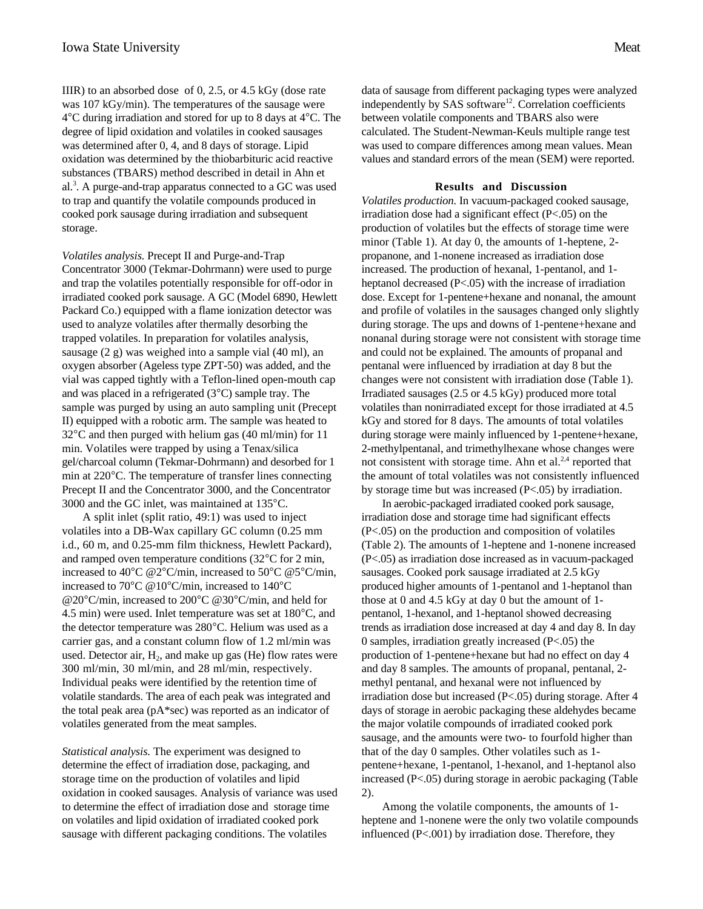IIIR) to an absorbed dose of 0, 2.5, or 4.5 kGy (dose rate was 107 kGy/min). The temperatures of the sausage were 4°C during irradiation and stored for up to 8 days at 4°C. The degree of lipid oxidation and volatiles in cooked sausages was determined after 0, 4, and 8 days of storage. Lipid oxidation was determined by the thiobarbituric acid reactive substances (TBARS) method described in detail in Ahn et al.[3]. A purge-and-trap apparatus connected to a GC was used to trap and quantify the volatile compounds produced in cooked pork sausage during irradiation and subsequent storage.

*Volatiles analysis.* Precept II and Purge-and-Trap Concentrator 3000 (Tekmar-Dohrmann) were used to purge and trap the volatiles potentially responsible for off-odor in irradiated cooked pork sausage. A GC (Model 6890, Hewlett Packard Co.) equipped with a flame ionization detector was used to analyze volatiles after thermally desorbing the trapped volatiles. In preparation for volatiles analysis, sausage (2 g) was weighed into a sample vial (40 ml), an oxygen absorber (Ageless type ZPT-50) was added, and the vial was capped tightly with a Teflon-lined open-mouth cap and was placed in a refrigerated (3°C) sample tray. The sample was purged by using an auto sampling unit (Precept II) equipped with a robotic arm. The sample was heated to 32°C and then purged with helium gas (40 ml/min) for 11 min. Volatiles were trapped by using a Tenax/silica gel/charcoal column (Tekmar-Dohrmann) and desorbed for 1 min at 220°C. The temperature of transfer lines connecting Precept II and the Concentrator 3000, and the Concentrator 3000 and the GC inlet, was maintained at 135°C.

A split inlet (split ratio, 49:1) was used to inject volatiles into a DB-Wax capillary GC column (0.25 mm i.d., 60 m, and 0.25-mm film thickness, Hewlett Packard), and ramped oven temperature conditions (32°C for 2 min, increased to 40°C @2°C/min, increased to 50°C @5°C/min, increased to 70°C @10°C/min, increased to 140°C @20°C/min, increased to 200°C @30°C/min, and held for 4.5 min) were used. Inlet temperature was set at 180°C, and the detector temperature was 280°C. Helium was used as a carrier gas, and a constant column flow of 1.2 ml/min was used. Detector air, $H_2$, and make up gas (He) flow rates were 300 ml/min, 30 ml/min, and 28 ml/min, respectively. Individual peaks were identified by the retention time of volatile standards. The area of each peak was integrated and the total peak area (pA*sec) was reported as an indicator of volatiles generated from the meat samples.

*Statistical analysis.* The experiment was designed to determine the effect of irradiation dose, packaging, and storage time on the production of volatiles and lipid oxidation in cooked sausages. Analysis of variance was used to determine the effect of irradiation dose and storage time on volatiles and lipid oxidation of irradiated cooked pork sausage with different packaging conditions. The volatiles data of sausage from different packaging types were analyzed independently by SAS software[12]. Correlation coefficients between volatile components and TBARS also were calculated. The Student-Newman-Keuls multiple range test was used to compare differences among mean values. Mean values and standard errors of the mean (SEM) were reported.

## Results and Discussion

*Volatiles production.* In vacuum-packaged cooked sausage, irradiation dose had a significant effect ($P<.05$) on the production of volatiles but the effects of storage time were minor (Table 1). At day 0, the amounts of 1-heptene, 2-propanone, and 1-nonene increased as irradiation dose increased. The production of hexanal, 1-pentanol, and 1-heptanol decreased ($P<.05$) with the increase of irradiation dose. Except for 1-pentene+hexane and nonanal, the amount and profile of volatiles in the sausages changed only slightly during storage. The ups and downs of 1-pentene+hexane and nonanal during storage were not consistent with storage time and could not be explained. The amounts of propanal and pentanal were influenced by irradiation at day 8 but the changes were not consistent with irradiation dose (Table 1). Irradiated sausages (2.5 or 4.5 kGy) produced more total volatiles than nonirradiated except for those irradiated at 4.5 kGy and stored for 8 days. The amounts of total volatiles during storage were mainly influenced by 1-pentene+hexane, 2-methylpentanal, and trimethylhexane whose changes were not consistent with storage time. Ahn et al.[2,4] reported that the amount of total volatiles was not consistently influenced by storage time but was increased ($P<.05$) by irradiation.

In aerobic-packaged irradiated cooked pork sausage, irradiation dose and storage time had significant effects ($P<.05$) on the production and composition of volatiles (Table 2). The amounts of 1-heptene and 1-nonene increased ($P<.05$) as irradiation dose increased as in vacuum-packaged sausages. Cooked pork sausage irradiated at 2.5 kGy produced higher amounts of 1-pentanol and 1-heptanol than those at 0 and 4.5 kGy at day 0 but the amount of 1-pentanol, 1-hexanol, and 1-heptanol showed decreasing trends as irradiation dose increased at day 4 and day 8. In day 0 samples, irradiation greatly increased ($P<.05$) the production of 1-pentene+hexane but had no effect on day 4 and day 8 samples. The amounts of propanal, pentanal, 2-methyl pentanal, and hexanal were not influenced by irradiation dose but increased ($P<.05$) during storage. After 4 days of storage in aerobic packaging these aldehydes became the major volatile compounds of irradiated cooked pork sausage, and the amounts were two- to fourfold higher than that of the day 0 samples. Other volatiles such as 1-pentene+hexane, 1-pentanol, 1-hexanol, and 1-heptanol also increased ($P<.05$) during storage in aerobic packaging (Table 2).

Among the volatile components, the amounts of 1-heptene and 1-nonene were the only two volatile compounds influenced ($P<.001$) by irradiation dose. Therefore, they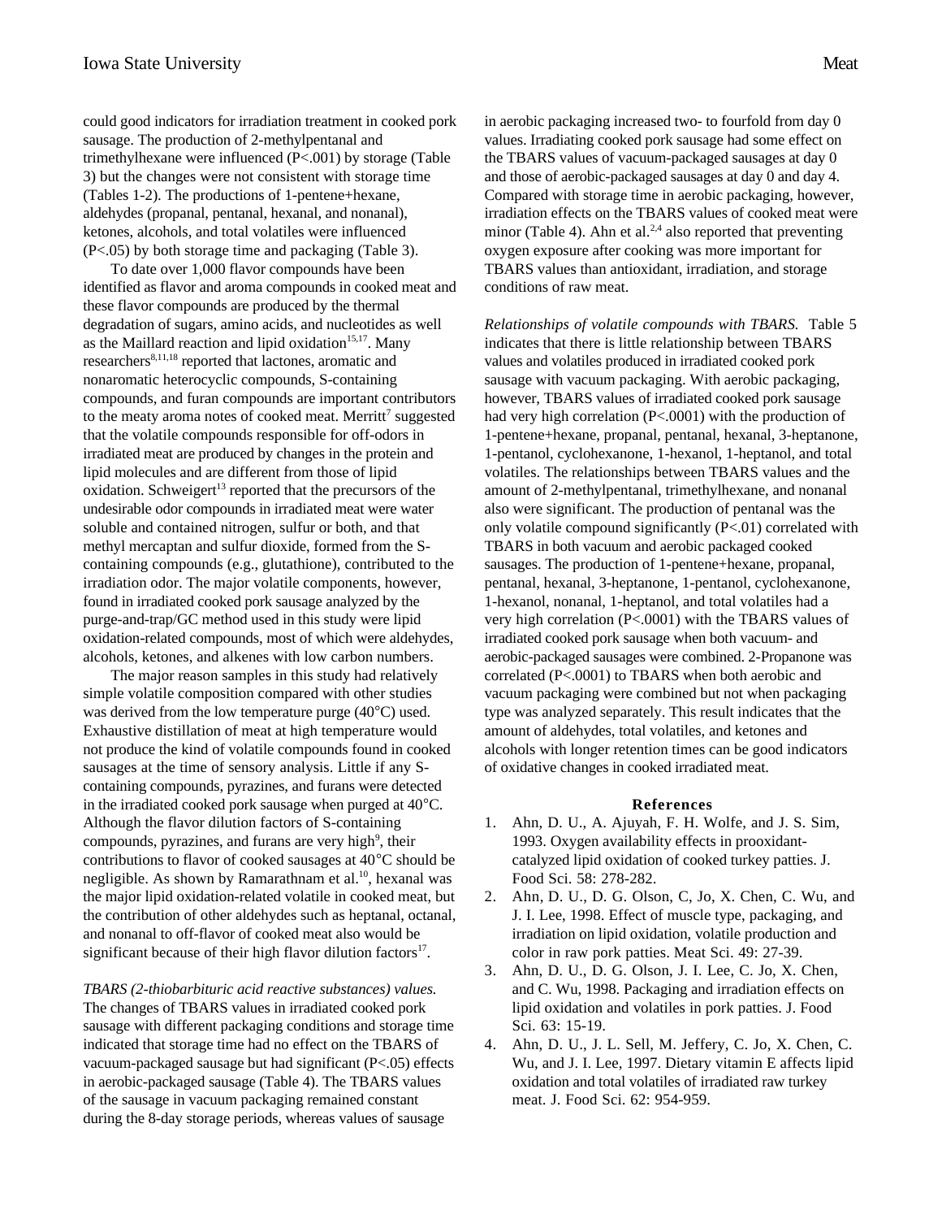could good indicators for irradiation treatment in cooked pork sausage. The production of 2-methylpentanal and trimethylhexane were influenced ($P<.001$) by storage (Table 3) but the changes were not consistent with storage time (Tables 1-2). The productions of 1-pentene+hexane, aldehydes (propanal, pentanal, hexanal, and nonanal), ketones, alcohols, and total volatiles were influenced ($P<.05$) by both storage time and packaging (Table 3).

To date over 1,000 flavor compounds have been identified as flavor and aroma compounds in cooked meat and these flavor compounds are produced by the thermal degradation of sugars, amino acids, and nucleotides as well as the Maillard reaction and lipid oxidation[15,17]. Many researchers[8,11,18] reported that lactones, aromatic and nonaromatic heterocyclic compounds, S-containing compounds, and furan compounds are important contributors to the meaty aroma notes of cooked meat. Merritt[7] suggested that the volatile compounds responsible for off-odors in irradiated meat are produced by changes in the protein and lipid molecules and are different from those of lipid oxidation. Schweigert[13] reported that the precursors of the undesirable odor compounds in irradiated meat were water soluble and contained nitrogen, sulfur or both, and that methyl mercaptan and sulfur dioxide, formed from the S-containing compounds (e.g., glutathione), contributed to the irradiation odor. The major volatile components, however, found in irradiated cooked pork sausage analyzed by the purge-and-trap/GC method used in this study were lipid oxidation-related compounds, most of which were aldehydes, alcohols, ketones, and alkenes with low carbon numbers.

The major reason samples in this study had relatively simple volatile composition compared with other studies was derived from the low temperature purge (40°C) used. Exhaustive distillation of meat at high temperature would not produce the kind of volatile compounds found in cooked sausages at the time of sensory analysis. Little if any S-containing compounds, pyrazines, and furans were detected in the irradiated cooked pork sausage when purged at 40°C. Although the flavor dilution factors of S-containing compounds, pyrazines, and furans are very high[9], their contributions to flavor of cooked sausages at 40°C should be negligible. As shown by Ramarathnam et al.[10], hexanal was the major lipid oxidation-related volatile in cooked meat, but the contribution of other aldehydes such as heptanal, octanal, and nonanal to off-flavor of cooked meat also would be significant because of their high flavor dilution factors[17].

*TBARS (2-thiobarbituric acid reactive substances) values.* The changes of TBARS values in irradiated cooked pork sausage with different packaging conditions and storage time indicated that storage time had no effect on the TBARS of vacuum-packaged sausage but had significant ($P<.05$) effects in aerobic-packaged sausage (Table 4). The TBARS values of the sausage in vacuum packaging remained constant during the 8-day storage periods, whereas values of sausage in aerobic packaging increased two- to fourfold from day 0 values. Irradiating cooked pork sausage had some effect on the TBARS values of vacuum-packaged sausages at day 0 and those of aerobic-packaged sausages at day 0 and day 4. Compared with storage time in aerobic packaging, however, irradiation effects on the TBARS values of cooked meat were minor (Table 4). Ahn et al.[2,4] also reported that preventing oxygen exposure after cooking was more important for TBARS values than antioxidant, irradiation, and storage conditions of raw meat.

*Relationships of volatile compounds with TBARS.* Table 5 indicates that there is little relationship between TBARS values and volatiles produced in irradiated cooked pork sausage with vacuum packaging. With aerobic packaging, however, TBARS values of irradiated cooked pork sausage had very high correlation ($P<.0001$) with the production of 1-pentene+hexane, propanal, pentanal, hexanal, 3-heptanone, 1-pentanol, cyclohexanone, 1-hexanol, 1-heptanol, and total volatiles. The relationships between TBARS values and the amount of 2-methylpentanal, trimethylhexane, and nonanal also were significant. The production of pentanal was the only volatile compound significantly ($P<.01$) correlated with TBARS in both vacuum and aerobic packaged cooked sausages. The production of 1-pentene+hexane, propanal, pentanal, hexanal, 3-heptanone, 1-pentanol, cyclohexanone, 1-hexanol, nonanal, 1-heptanol, and total volatiles had a very high correlation ($P<.0001$) with the TBARS values of irradiated cooked pork sausage when both vacuum- and aerobic-packaged sausages were combined. 2-Propanone was correlated ($P<.0001$) to TBARS when both aerobic and vacuum packaging were combined but not when packaging type was analyzed separately. This result indicates that the amount of aldehydes, total volatiles, and ketones and alcohols with longer retention times can be good indicators of oxidative changes in cooked irradiated meat.

## References

1. Ahn, D. U., A. Ajuyah, F. H. Wolfe, and J. S. Sim, 1993. Oxygen availability effects in prooxidant-catalyzed lipid oxidation of cooked turkey patties. J. Food Sci. 58: 278-282.
2. Ahn, D. U., D. G. Olson, C, Jo, X. Chen, C. Wu, and J. I. Lee, 1998. Effect of muscle type, packaging, and irradiation on lipid oxidation, volatile production and color in raw pork patties. Meat Sci. 49: 27-39.
3. Ahn, D. U., D. G. Olson, J. I. Lee, C. Jo, X. Chen, and C. Wu, 1998. Packaging and irradiation effects on lipid oxidation and volatiles in pork patties. J. Food Sci. 63: 15-19.
4. Ahn, D. U., J. L. Sell, M. Jeffery, C. Jo, X. Chen, C. Wu, and J. I. Lee, 1997. Dietary vitamin E affects lipid oxidation and total volatiles of irradiated raw turkey meat. J. Food Sci. 62: 954-959.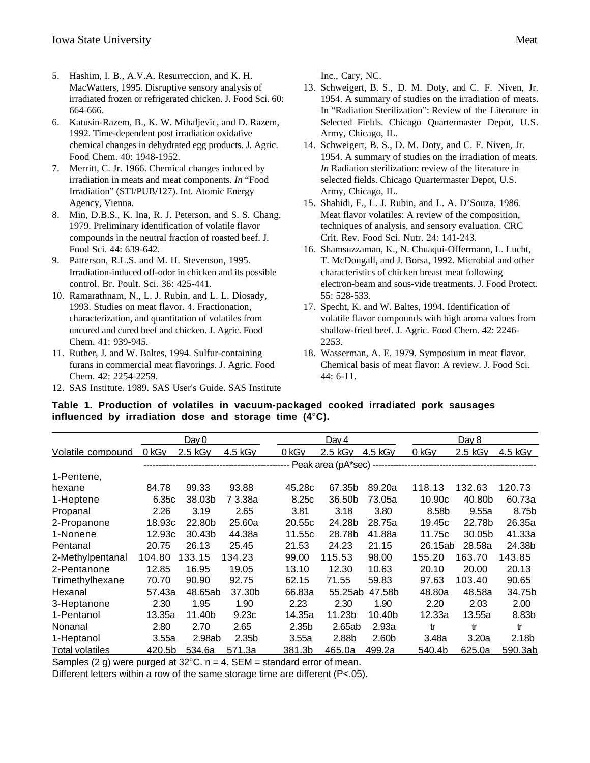5. Hashim, I. B., A.V.A. Resurreccion, and K. H. MacWatters, 1995. Disruptive sensory analysis of irradiated frozen or refrigerated chicken. J. Food Sci. 60: 664-666.
6. Katusin-Razem, B., K. W. Mihaljevic, and D. Razem, 1992. Time-dependent post irradiation oxidative chemical changes in dehydrated egg products. J. Agric. Food Chem. 40: 1948-1952.
7. Merritt, C. Jr. 1966. Chemical changes induced by irradiation in meats and meat components. *In* "Food Irradiation" (STI/PUB/127). Int. Atomic Energy Agency, Vienna.
8. Min, D.B.S., K. Ina, R. J. Peterson, and S. S. Chang, 1979. Preliminary identification of volatile flavor compounds in the neutral fraction of roasted beef. J. Food Sci. 44: 639-642.
9. Patterson, R.L.S. and M. H. Stevenson, 1995. Irradiation-induced off-odor in chicken and its possible control. Br. Poult. Sci. 36: 425-441.
10. Ramarathnam, N., L. J. Rubin, and L. L. Diosady, 1993. Studies on meat flavor. 4. Fractionation, characterization, and quantitation of volatiles from uncured and cured beef and chicken. J. Agric. Food Chem. 41: 939-945.
11. Ruther, J. and W. Baltes, 1994. Sulfur-containing furans in commercial meat flavorings. J. Agric. Food Chem. 42: 2254-2259.
12. SAS Institute. 1989. SAS User's Guide. SAS Institute Inc., Cary, NC.
13. Schweigert, B. S., D. M. Doty, and C. F. Niven, Jr. 1954. A summary of studies on the irradiation of meats. In "Radiation Sterilization": Review of the Literature in Selected Fields. Chicago Quartermaster Depot, U.S. Army, Chicago, IL.
14. Schweigert, B. S., D. M. Doty, and C. F. Niven, Jr. 1954. A summary of studies on the irradiation of meats. *In* Radiation sterilization: review of the literature in selected fields. Chicago Quartermaster Depot, U.S. Army, Chicago, IL.
15. Shahidi, F., L. J. Rubin, and L. A. D'Souza, 1986. Meat flavor volatiles: A review of the composition, techniques of analysis, and sensory evaluation. CRC Crit. Rev. Food Sci. Nutr. 24: 141-243.
16. Shamsuzzaman, K., N. Chuaqui-Offermann, L. Lucht, T. McDougall, and J. Borsa, 1992. Microbial and other characteristics of chicken breast meat following electron-beam and sous-vide treatments. J. Food Protect. 55: 528-533.
17. Specht, K. and W. Baltes, 1994. Identification of volatile flavor compounds with high aroma values from shallow-fried beef. J. Agric. Food Chem. 42: 2246-2253.
18. Wasserman, A. E. 1979. Symposium in meat flavor. Chemical basis of meat flavor: A review. J. Food Sci. 44: 6-11.

**Table 1. Production of volatiles in vacuum-packaged cooked irradiated pork sausages influenced by irradiation dose and storage time (4°C).**

| | Day 0 | | | Day 4 | | | Day 8 | | |
|---|---|---|---|---|---|---|---|---|---|
| Volatile compound | 0 kGy | 2.5 kGy | 4.5 kGy | 0 kGy | 2.5 kGy | 4.5 kGy | 0 kGy | 2.5 kGy | 4.5 kGy |
| | Peak area (pA*sec) | | | | | | | | |
| 1-Pentene, hexane | 84.78 | 99.33 | 93.88 | 45.28c | 67.35b | 89.20a | 118.13 | 132.63 | 120.73 |
| 1-Heptene | 6.35c | 38.03b | 7 3.38a | 8.25c | 36.50b | 73.05a | 10.90c | 40.80b | 60.73a |
| Propanal | 2.26 | 3.19 | 2.65 | 3.81 | 3.18 | 3.80 | 8.58b | 9.55a | 8.75b |
| 2-Propanone | 18.93c | 22.80b | 25.60a | 20.55c | 24.28b | 28.75a | 19.45c | 22.78b | 26.35a |
| 1-Nonene | 12.93c | 30.43b | 44.38a | 11.55c | 28.78b | 41.88a | 11.75c | 30.05b | 41.33a |
| Pentanal | 20.75 | 26.13 | 25.45 | 21.53 | 24.23 | 21.15 | 26.15ab | 28.58a | 24.38b |
| 2-Methylpentanal | 104.80 | 133.15 | 134.23 | 99.00 | 115.53 | 98.00 | 155.20 | 163.70 | 143.85 |
| 2-Pentanone | 12.85 | 16.95 | 19.05 | 13.10 | 12.30 | 10.63 | 20.10 | 20.00 | 20.13 |
| Trimethylhexane | 70.70 | 90.90 | 92.75 | 62.15 | 71.55 | 59.83 | 97.63 | 103.40 | 90.65 |
| Hexanal | 57.43a | 48.65ab | 37.30b | 66.83a | 55.25ab | 47.58b | 48.80a | 48.58a | 34.75b |
| 3-Heptanone | 2.30 | 1.95 | 1.90 | 2.23 | 2.30 | 1.90 | 2.20 | 2.03 | 2.00 |
| 1-Pentanol | 13.35a | 11.40b | 9.23c | 14.35a | 11.23b | 10.40b | 12.33a | 13.55a | 8.83b |
| Nonanal | 2.80 | 2.70 | 2.65 | 2.35b | 2.65ab | 2.93a | tr | tr | tr |
| 1-Heptanol | 3.55a | 2.98ab | 2.35b | 3.55a | 2.88b | 2.60b | 3.48a | 3.20a | 2.18b |
| Total volatiles | 420.5b | 534.6a | 571.3a | 381.3b | 465.0a | 499.2a | 540.4b | 625.0a | 590.3ab |

Samples (2 g) were purged at 32°C. n = 4. SEM = standard error of mean.
Different letters within a row of the same storage time are different (P<.05).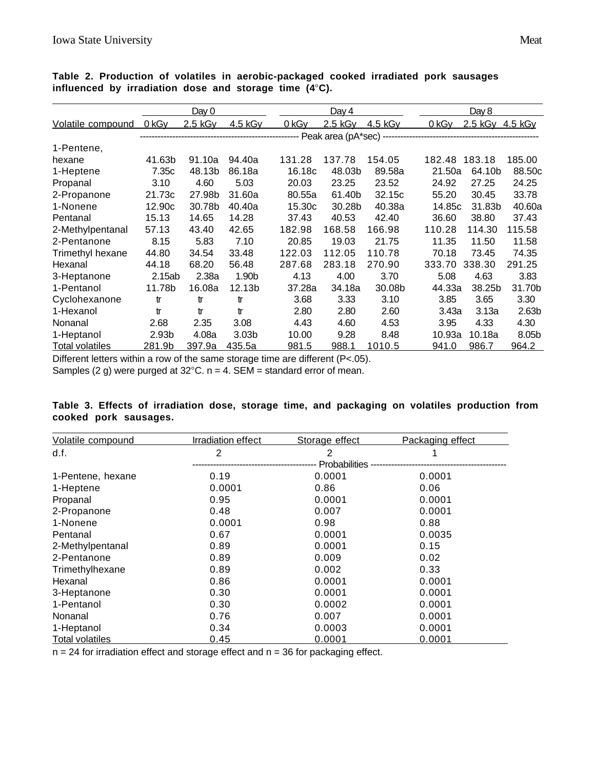**Table 2. Production of volatiles in aerobic-packaged cooked irradiated pork sausages influenced by irradiation dose and storage time (4°C).**

| Volatile compound | Day 0 | | | Day 4 | | | Day 8 | | |
|---|---|---|---|---|---|---|---|---|---|
| | 0 kGy | 2.5 kGy | 4.5 kGy | 0 kGy | 2.5 kGy | 4.5 kGy | 0 kGy | 2.5 kGy | 4.5 kGy |
| | Peak area (pA*sec) | | | | | | | | |
| 1-Pentene, hexane | 41.63b | 91.10a | 94.40a | 131.28 | 137.78 | 154.05 | 182.48 | 183.18 | 185.00 |
| 1-Heptene | 7.35c | 48.13b | 86.18a | 16.18c | 48.03b | 89.58a | 21.50a | 64.10b | 88.50c |
| Propanal | 3.10 | 4.60 | 5.03 | 20.03 | 23.25 | 23.52 | 24.92 | 27.25 | 24.25 |
| 2-Propanone | 21.73c | 27.98b | 31.60a | 80.55a | 61.40b | 32.15c | 55.20 | 30.45 | 33.78 |
| 1-Nonene | 12.90c | 30.78b | 40.40a | 15.30c | 30.28b | 40.38a | 14.85c | 31.83b | 40.60a |
| Pentanal | 15.13 | 14.65 | 14.28 | 37.43 | 40.53 | 42.40 | 36.60 | 38.80 | 37.43 |
| 2-Methylpentanal | 57.13 | 43.40 | 42.65 | 182.98 | 168.58 | 166.98 | 110.28 | 114.30 | 115.58 |
| 2-Pentanone | 8.15 | 5.83 | 7.10 | 20.85 | 19.03 | 21.75 | 11.35 | 11.50 | 11.58 |
| Trimethyl hexane | 44.80 | 34.54 | 33.48 | 122.03 | 112.05 | 110.78 | 70.18 | 73.45 | 74.35 |
| Hexanal | 44.18 | 68.20 | 56.48 | 287.68 | 283.18 | 270.90 | 333.70 | 338.30 | 291.25 |
| 3-Heptanone | 2.15ab | 2.38a | 1.90b | 4.13 | 4.00 | 3.70 | 5.08 | 4.63 | 3.83 |
| 1-Pentanol | 11.78b | 16.08a | 12.13b | 37.28a | 34.18a | 30.08b | 44.33a | 38.25b | 31.70b |
| Cyclohexanone | tr | tr | tr | 3.68 | 3.33 | 3.10 | 3.85 | 3.65 | 3.30 |
| 1-Hexanol | tr | tr | tr | 2.80 | 2.80 | 2.60 | 3.43a | 3.13a | 2.63b |
| Nonanal | 2.68 | 2.35 | 3.08 | 4.43 | 4.60 | 4.53 | 3.95 | 4.33 | 4.30 |
| 1-Heptanol | 2.93b | 4.08a | 3.03b | 10.00 | 9.28 | 8.48 | 10.93a | 10.18a | 8.05b |
| Total volatiles | 281.9b | 397.9a | 435.5a | 981.5 | 988.1 | 1010.5 | 941.0 | 986.7 | 964.2 |

Different letters within a row of the same storage time are different (P<.05).
Samples (2 g) were purged at 32°C. n = 4. SEM = standard error of mean.

**Table 3. Effects of irradiation dose, storage time, and packaging on volatiles production from cooked pork sausages.**

| Volatile compound | Irradiation effect | Storage effect | Packaging effect |
|---|---|---|---|
| d.f. | 2 | 2 | 1 |
| | Probabilities | | |
| 1-Pentene, hexane | 0.19 | 0.0001 | 0.0001 |
| 1-Heptene | 0.0001 | 0.86 | 0.06 |
| Propanal | 0.95 | 0.0001 | 0.0001 |
| 2-Propanone | 0.48 | 0.007 | 0.0001 |
| 1-Nonene | 0.0001 | 0.98 | 0.88 |
| Pentanal | 0.67 | 0.0001 | 0.0035 |
| 2-Methylpentanal | 0.89 | 0.0001 | 0.15 |
| 2-Pentanone | 0.89 | 0.009 | 0.02 |
| Trimethylhexane | 0.89 | 0.002 | 0.33 |
| Hexanal | 0.86 | 0.0001 | 0.0001 |
| 3-Heptanone | 0.30 | 0.0001 | 0.0001 |
| 1-Pentanol | 0.30 | 0.0002 | 0.0001 |
| Nonanal | 0.76 | 0.007 | 0.0001 |
| 1-Heptanol | 0.34 | 0.0003 | 0.0001 |
| Total volatiles | 0.45 | 0.0001 | 0.0001 |

n = 24 for irradiation effect and storage effect and n = 36 for packaging effect.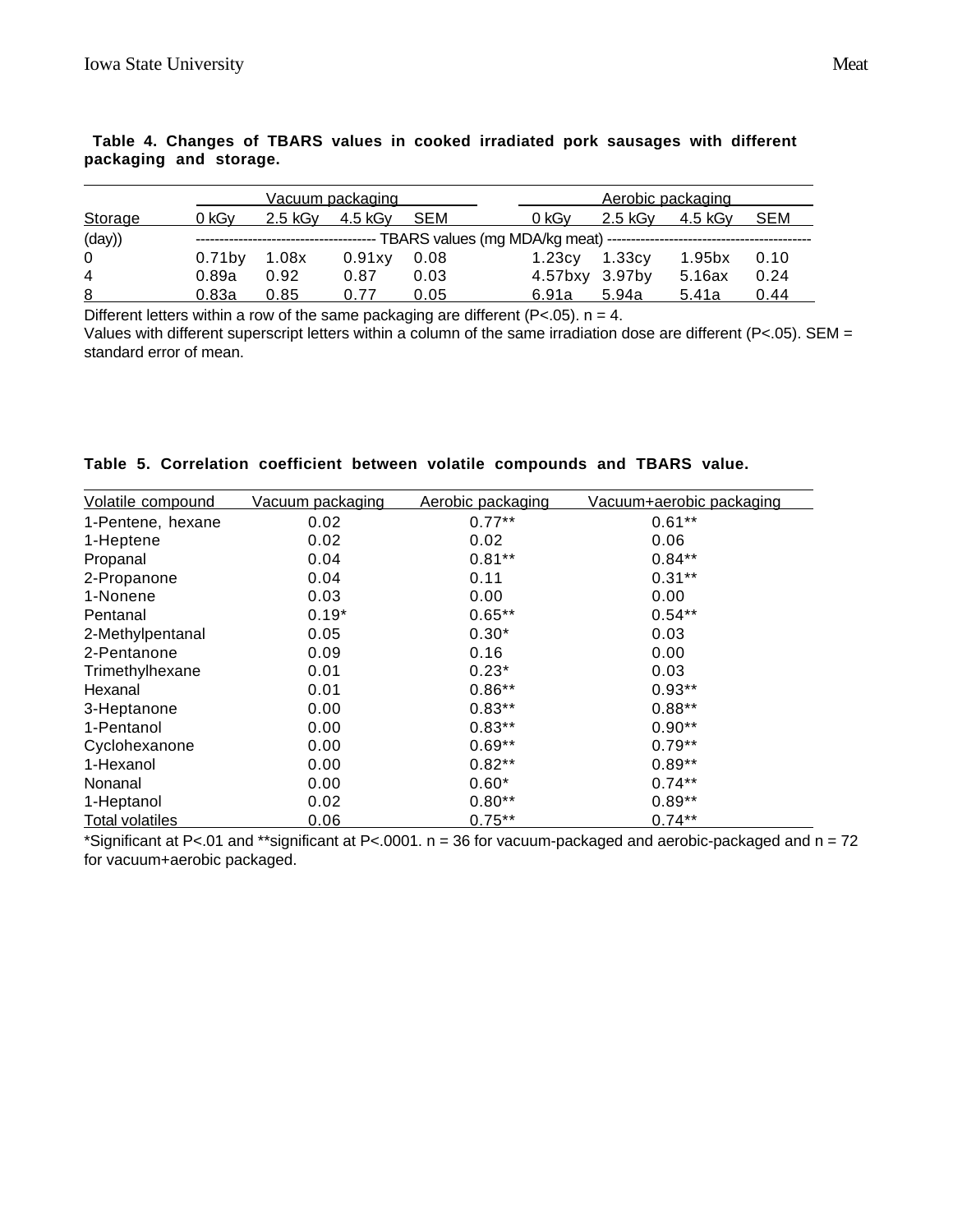**Table 4. Changes of TBARS values in cooked irradiated pork sausages with different packaging and storage.**

| Storage | Vacuum packaging | | | | Aerobic packaging | | | |
|---|---|---|---|---|---|---|---|---|
| | 0 kGy | 2.5 kGy | 4.5 kGy | SEM | 0 kGy | 2.5 kGy | 4.5 kGy | SEM |
| (day)) | TBARS values (mg MDA/kg meat) | | | | | | | |
| 0 | 0.71by | 1.08x | 0.91xy | 0.08 | 1.23cy | 1.33cy | 1.95bx | 0.10 |
| 4 | 0.89a | 0.92 | 0.87 | 0.03 | 4.57bxy | 3.97by | 5.16ax | 0.24 |
| 8 | 0.83a | 0.85 | 0.77 | 0.05 | 6.91a | 5.94a | 5.41a | 0.44 |

Different letters within a row of the same packaging are different (P<.05). n = 4.
Values with different superscript letters within a column of the same irradiation dose are different (P<.05). SEM = standard error of mean.

**Table 5. Correlation coefficient between volatile compounds and TBARS value.**

| Volatile compound | Vacuum packaging | Aerobic packaging | Vacuum+aerobic packaging |
|---|---|---|---|
| 1-Pentene, hexane | 0.02 | 0.77** | 0.61** |
| 1-Heptene | 0.02 | 0.02 | 0.06 |
| Propanal | 0.04 | 0.81** | 0.84** |
| 2-Propanone | 0.04 | 0.11 | 0.31** |
| 1-Nonene | 0.03 | 0.00 | 0.00 |
| Pentanal | 0.19* | 0.65** | 0.54** |
| 2-Methylpentanal | 0.05 | 0.30* | 0.03 |
| 2-Pentanone | 0.09 | 0.16 | 0.00 |
| Trimethylhexane | 0.01 | 0.23* | 0.03 |
| Hexanal | 0.01 | 0.86** | 0.93** |
| 3-Heptanone | 0.00 | 0.83** | 0.88** |
| 1-Pentanol | 0.00 | 0.83** | 0.90** |
| Cyclohexanone | 0.00 | 0.69** | 0.79** |
| 1-Hexanol | 0.00 | 0.82** | 0.89** |
| Nonanal | 0.00 | 0.60* | 0.74** |
| 1-Heptanol | 0.02 | 0.80** | 0.89** |
| Total volatiles | 0.06 | 0.75** | 0.74** |

*Significant at P<.01 and **significant at P<.0001. n = 36 for vacuum-packaged and aerobic-packaged and n = 72 for vacuum+aerobic packaged.